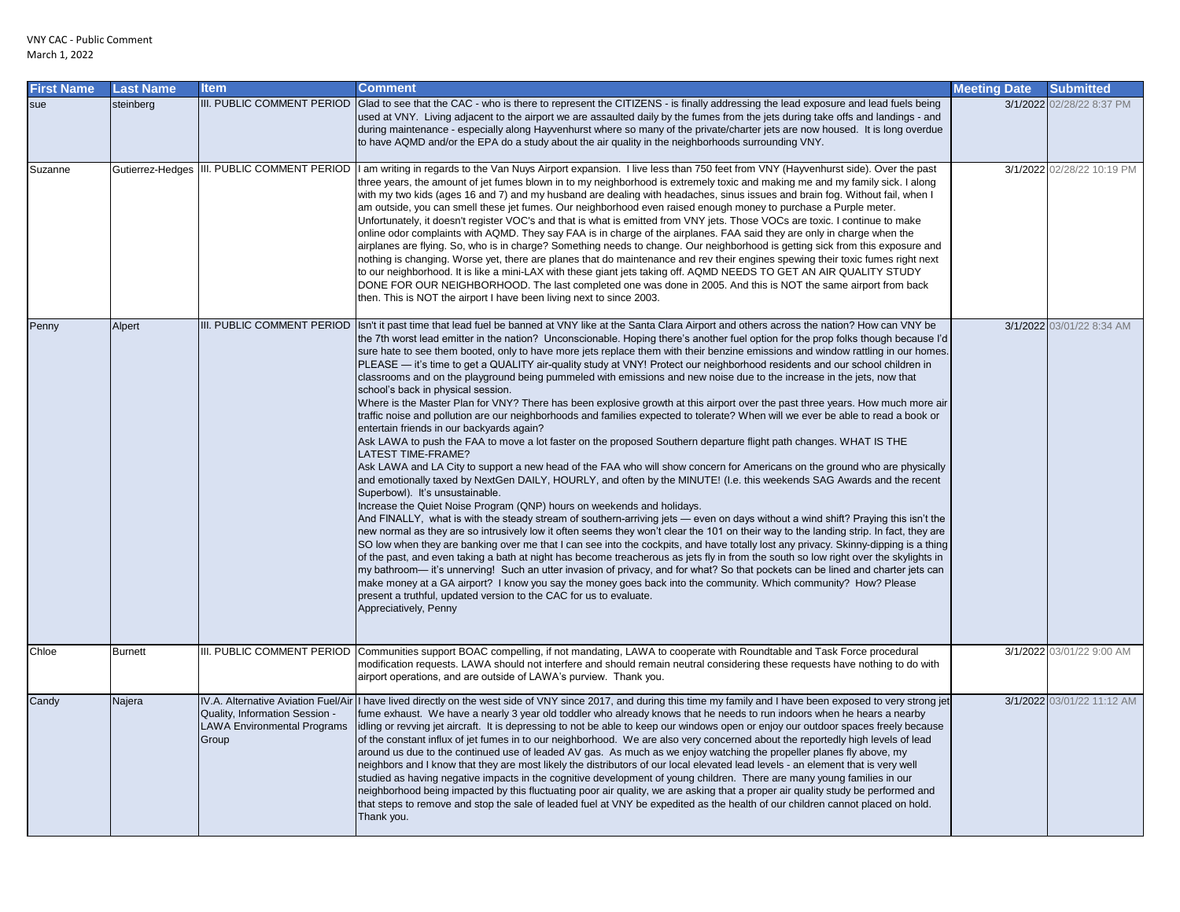VNY CAC - Public Comment
March 1, 2022

| First Name | Last Name | Item | Comment | Meeting Date | Submitted |
|---|---|---|---|---|---|
| sue | steinberg | III. PUBLIC COMMENT PERIOD | Glad to see that the CAC - who is there to represent the CITIZENS - is finally addressing the lead exposure and lead fuels being used at VNY. Living adjacent to the airport we are assaulted daily by the fumes from the jets during take offs and landings - and during maintenance - especially along Hayvenhurst where so many of the private/charter jets are now housed. It is long overdue to have AQMD and/or the EPA do a study about the air quality in the neighborhoods surrounding VNY. | 3/1/2022 | 02/28/22 8:37 PM |
| Suzanne | Gutierrez-Hedges | III. PUBLIC COMMENT PERIOD | I am writing in regards to the Van Nuys Airport expansion. I live less than 750 feet from VNY (Hayvenhurst side). Over the past three years, the amount of jet fumes blown in to my neighborhood is extremely toxic and making me and my family sick. I along with my two kids (ages 16 and 7) and my husband are dealing with headaches, sinus issues and brain fog. Without fail, when I am outside, you can smell these jet fumes. Our neighborhood even raised enough money to purchase a Purple meter. Unfortunately, it doesn't register VOC's and that is what is emitted from VNY jets. Those VOCs are toxic. I continue to make online odor complaints with AQMD. They say FAA is in charge of the airplanes. FAA said they are only in charge when the airplanes are flying. So, who is in charge? Something needs to change. Our neighborhood is getting sick from this exposure and nothing is changing. Worse yet, there are planes that do maintenance and rev their engines spewing their toxic fumes right next to our neighborhood. It is like a mini-LAX with these giant jets taking off. AQMD NEEDS TO GET AN AIR QUALITY STUDY DONE FOR OUR NEIGHBORHOOD. The last completed one was done in 2005. And this is NOT the same airport from back then. This is NOT the airport I have been living next to since 2003. | 3/1/2022 | 02/28/22 10:19 PM |
| Penny | Alpert | III. PUBLIC COMMENT PERIOD | Isn't it past time that lead fuel be banned at VNY like at the Santa Clara Airport and others across the nation? How can VNY be the 7th worst lead emitter in the nation? Unconscionable. Hoping there's another fuel option for the prop folks though because I'd sure hate to see them booted, only to have more jets replace them with their benzine emissions and window rattling in our homes. PLEASE — it's time to get a QUALITY air-quality study at VNY! Protect our neighborhood residents and our school children in classrooms and on the playground being pummeled with emissions and new noise due to the increase in the jets, now that school's back in physical session.<br>Where is the Master Plan for VNY? There has been explosive growth at this airport over the past three years. How much more air traffic noise and pollution are our neighborhoods and families expected to tolerate? When will we ever be able to read a book or entertain friends in our backyards again?<br>Ask LAWA to push the FAA to move a lot faster on the proposed Southern departure flight path changes. WHAT IS THE LATEST TIME-FRAME?<br>Ask LAWA and LA City to support a new head of the FAA who will show concern for Americans on the ground who are physically and emotionally taxed by NextGen DAILY, HOURLY, and often by the MINUTE! (I.e. this weekends SAG Awards and the recent Superbowl). It's unsustainable.<br>Increase the Quiet Noise Program (QNP) hours on weekends and holidays.<br>And FINALLY, what is with the steady stream of southern-arriving jets — even on days without a wind shift? Praying this isn't the new normal as they are so intrusively low it often seems they won't clear the 101 on their way to the landing strip. In fact, they are SO low when they are banking over me that I can see into the cockpits, and have totally lost any privacy. Skinny-dipping is a thing of the past, and even taking a bath at night has become treacherous as jets fly in from the south so low right over the skylights in my bathroom— it's unnerving! Such an utter invasion of privacy, and for what? So that pockets can be lined and charter jets can make money at a GA airport? I know you say the money goes back into the community. Which community? How? Please present a truthful, updated version to the CAC for us to evaluate.<br>Appreciatively, Penny | 3/1/2022 | 03/01/22 8:34 AM |
| Chloe | Burnett | III. PUBLIC COMMENT PERIOD | Communities support BOAC compelling, if not mandating, LAWA to cooperate with Roundtable and Task Force procedural modification requests. LAWA should not interfere and should remain neutral considering these requests have nothing to do with airport operations, and are outside of LAWA's purview. Thank you. | 3/1/2022 | 03/01/22 9:00 AM |
| Candy | Najera | IV.A. Alternative Aviation Fuel/Air Quality, Information Session - LAWA Environmental Programs Group | I have lived directly on the west side of VNY since 2017, and during this time my family and I have been exposed to very strong jet fume exhaust. We have a nearly 3 year old toddler who already knows that he needs to run indoors when he hears a nearby idling or revving jet aircraft. It is depressing to not be able to keep our windows open or enjoy our outdoor spaces freely because of the constant influx of jet fumes in to our neighborhood. We are also very concerned about the reportedly high levels of lead around us due to the continued use of leaded AV gas. As much as we enjoy watching the propeller planes fly above, my neighbors and I know that they are most likely the distributors of our local elevated lead levels - an element that is very well studied as having negative impacts in the cognitive development of young children. There are many young families in our neighborhood being impacted by this fluctuating poor air quality, we are asking that a proper air quality study be performed and that steps to remove and stop the sale of leaded fuel at VNY be expedited as the health of our children cannot placed on hold. Thank you. | 3/1/2022 | 03/01/22 11:12 AM |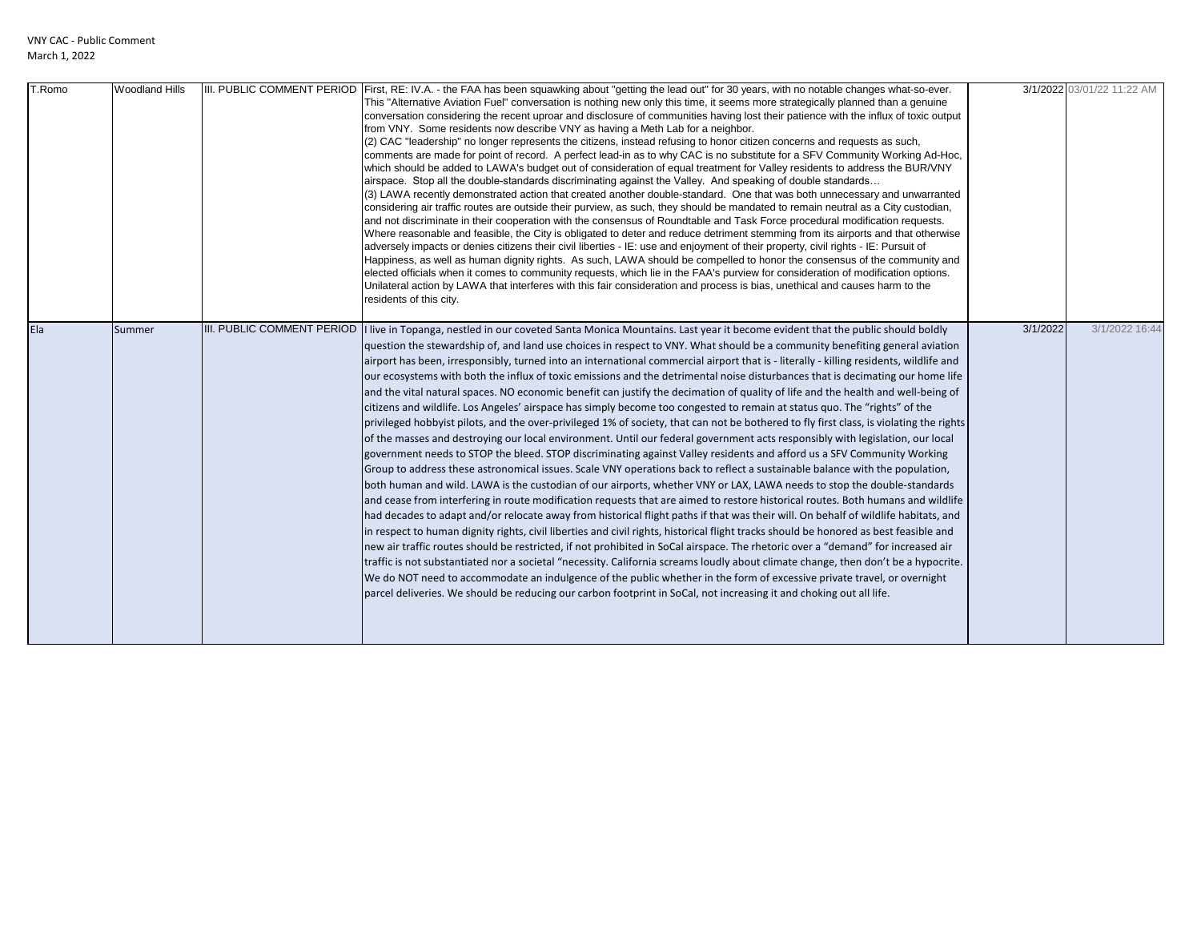VNY CAC - Public Comment
March 1, 2022

| | | | | | |
|---|---|---|---|---|---|
| T.Romo | Woodland Hills | III. PUBLIC COMMENT PERIOD | First, RE: IV.A. - the FAA has been squawking about "getting the lead out" for 30 years, with no notable changes what-so-ever. This "Alternative Aviation Fuel" conversation is nothing new only this time, it seems more strategically planned than a genuine conversation considering the recent uproar and disclosure of communities having lost their patience with the influx of toxic output from VNY. Some residents now describe VNY as having a Meth Lab for a neighbor.<br>(2) CAC "leadership" no longer represents the citizens, instead refusing to honor citizen concerns and requests as such, comments are made for point of record. A perfect lead-in as to why CAC is no substitute for a SFV Community Working Ad-Hoc, which should be added to LAWA's budget out of consideration of equal treatment for Valley residents to address the BUR/VNY airspace. Stop all the double-standards discriminating against the Valley. And speaking of double standards…<br>(3) LAWA recently demonstrated action that created another double-standard. One that was both unnecessary and unwarranted considering air traffic routes are outside their purview, as such, they should be mandated to remain neutral as a City custodian, and not discriminate in their cooperation with the consensus of Roundtable and Task Force procedural modification requests. Where reasonable and feasible, the City is obligated to deter and reduce detriment stemming from its airports and that otherwise adversely impacts or denies citizens their civil liberties - IE: use and enjoyment of their property, civil rights - IE: Pursuit of Happiness, as well as human dignity rights. As such, LAWA should be compelled to honor the consensus of the community and elected officials when it comes to community requests, which lie in the FAA's purview for consideration of modification options. Unilateral action by LAWA that interferes with this fair consideration and process is bias, unethical and causes harm to the residents of this city. | 3/1/2022 | 03/01/22 11:22 AM |
| Ela | Summer | III. PUBLIC COMMENT PERIOD | I live in Topanga, nestled in our coveted Santa Monica Mountains. Last year it become evident that the public should boldly question the stewardship of, and land use choices in respect to VNY. What should be a community benefiting general aviation airport has been, irresponsibly, turned into an international commercial airport that is - literally - killing residents, wildlife and our ecosystems with both the influx of toxic emissions and the detrimental noise disturbances that is decimating our home life and the vital natural spaces. NO economic benefit can justify the decimation of quality of life and the health and well-being of citizens and wildlife. Los Angeles' airspace has simply become too congested to remain at status quo. The "rights" of the privileged hobbyist pilots, and the over-privileged 1% of society, that can not be bothered to fly first class, is violating the rights of the masses and destroying our local environment. Until our federal government acts responsibly with legislation, our local government needs to STOP the bleed. STOP discriminating against Valley residents and afford us a SFV Community Working Group to address these astronomical issues. Scale VNY operations back to reflect a sustainable balance with the population, both human and wild. LAWA is the custodian of our airports, whether VNY or LAX, LAWA needs to stop the double-standards and cease from interfering in route modification requests that are aimed to restore historical routes. Both humans and wildlife had decades to adapt and/or relocate away from historical flight paths if that was their will. On behalf of wildlife habitats, and in respect to human dignity rights, civil liberties and civil rights, historical flight tracks should be honored as best feasible and new air traffic routes should be restricted, if not prohibited in SoCal airspace. The rhetoric over a "demand" for increased air traffic is not substantiated nor a societal "necessity. California screams loudly about climate change, then don't be a hypocrite. We do NOT need to accommodate an indulgence of the public whether in the form of excessive private travel, or overnight parcel deliveries. We should be reducing our carbon footprint in SoCal, not increasing it and choking out all life. | 3/1/2022 | 3/1/2022 16:44 |